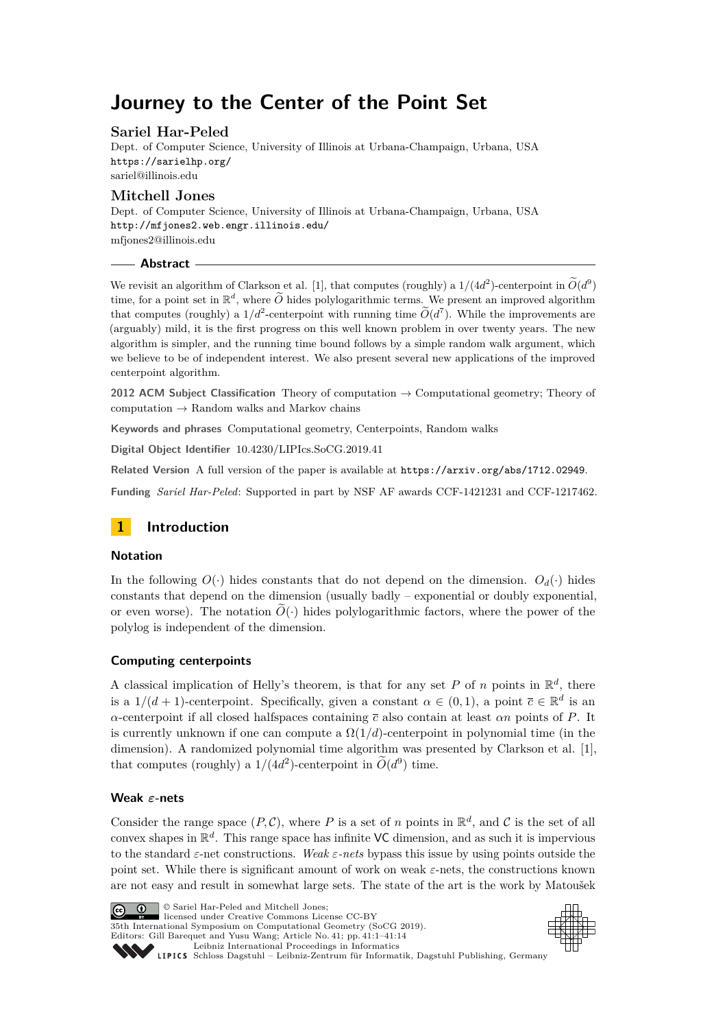# Journey to the Center of the Point Set

## Sariel Har-Peled

Dept. of Computer Science, University of Illinois at Urbana-Champaign, Urbana, USA
https://sarielhp.org/
sariel@illinois.edu

## Mitchell Jones

Dept. of Computer Science, University of Illinois at Urbana-Champaign, Urbana, USA
http://mfjones2.web.engr.illinois.edu/
mfjones2@illinois.edu

### Abstract

We revisit an algorithm of Clarkson et al. [1], that computes (roughly) a $1/(4d^2)$-centerpoint in $\widetilde{O}(d^9)$ time, for a point set in $\mathbb{R}^d$, where $\widetilde{O}$ hides polylogarithmic terms. We present an improved algorithm that computes (roughly) a $1/d^2$-centerpoint with running time $\widetilde{O}(d^7)$. While the improvements are (arguably) mild, it is the first progress on this well known problem in over twenty years. The new algorithm is simpler, and the running time bound follows by a simple random walk argument, which we believe to be of independent interest. We also present several new applications of the improved centerpoint algorithm.

**2012 ACM Subject Classification** Theory of computation → Computational geometry; Theory of computation → Random walks and Markov chains

**Keywords and phrases** Computational geometry, Centerpoints, Random walks

**Digital Object Identifier** 10.4230/LIPIcs.SoCG.2019.41

**Related Version** A full version of the paper is available at https://arxiv.org/abs/1712.02949.

**Funding** *Sariel Har-Peled*: Supported in part by NSF AF awards CCF-1421231 and CCF-1217462.

## 1 Introduction

### Notation

In the following $O(\cdot)$ hides constants that do not depend on the dimension. $O_d(\cdot)$ hides constants that depend on the dimension (usually badly – exponential or doubly exponential, or even worse). The notation $\widetilde{O}(\cdot)$ hides polylogarithmic factors, where the power of the polylog is independent of the dimension.

### Computing centerpoints

A classical implication of Helly's theorem, is that for any set $P$ of $n$ points in $\mathbb{R}^d$, there is a $1/(d+1)$-centerpoint. Specifically, given a constant $\alpha \in (0,1)$, a point $\overline{c} \in \mathbb{R}^d$ is an $\alpha$-centerpoint if all closed halfspaces containing $\overline{c}$ also contain at least $\alpha n$ points of $P$. It is currently unknown if one can compute a $\Omega(1/d)$-centerpoint in polynomial time (in the dimension). A randomized polynomial time algorithm was presented by Clarkson et al. [1], that computes (roughly) a $1/(4d^2)$-centerpoint in $\widetilde{O}(d^9)$ time.

### Weak $\varepsilon$-nets

Consider the range space $(P, \mathcal{C})$, where $P$ is a set of $n$ points in $\mathbb{R}^d$, and $\mathcal{C}$ is the set of all convex shapes in $\mathbb{R}^d$. This range space has infinite VC dimension, and as such it is impervious to the standard $\varepsilon$-net constructions. *Weak $\varepsilon$-nets* bypass this issue by using points outside the point set. While there is significant amount of work on weak $\varepsilon$-nets, the constructions known are not easy and result in somewhat large sets. The state of the art is the work by Matoušek

© Sariel Har-Peled and Mitchell Jones;
licensed under Creative Commons License CC-BY
35th International Symposium on Computational Geometry (SoCG 2019).
Editors: Gill Barequet and Yusu Wang; Article No. 41; pp. 41:1–41:14
Leibniz International Proceedings in Informatics
LIPICS Schloss Dagstuhl – Leibniz-Zentrum für Informatik, Dagstuhl Publishing, Germany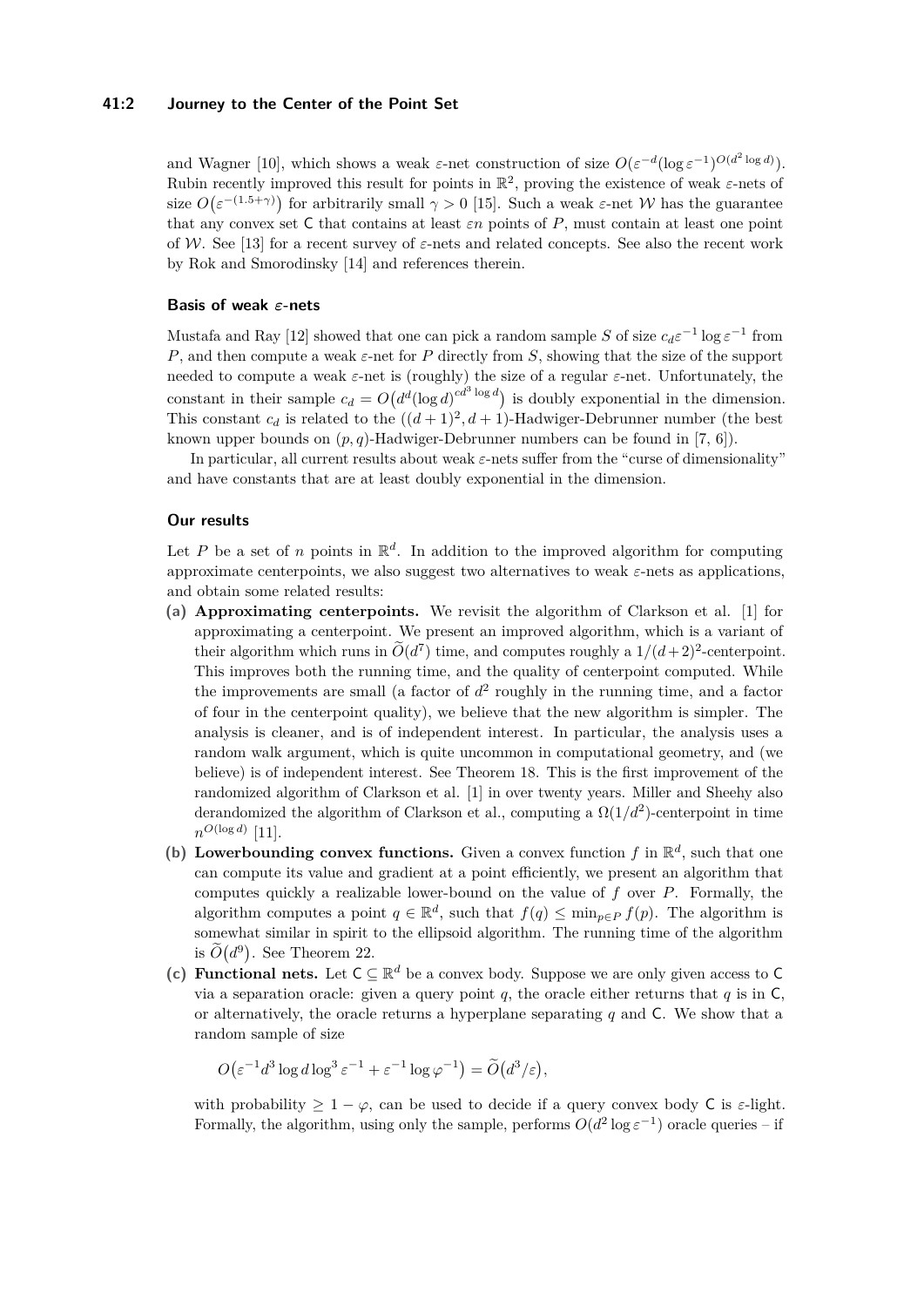and Wagner [10], which shows a weak $\varepsilon$-net construction of size $O(\varepsilon^{-d}(\log \varepsilon^{-1})^{O(d^2 \log d)})$. Rubin recently improved this result for points in $\mathbb{R}^2$, proving the existence of weak $\varepsilon$-nets of size $O(\varepsilon^{-(1.5+\gamma)})$ for arbitrarily small $\gamma > 0$ [15]. Such a weak $\varepsilon$-net $\mathcal{W}$ has the guarantee that any convex set $\mathsf{C}$ that contains at least $\varepsilon n$ points of $P$, must contain at least one point of $\mathcal{W}$. See [13] for a recent survey of $\varepsilon$-nets and related concepts. See also the recent work by Rok and Smorodinsky [14] and references therein.

### Basis of weak $\varepsilon$-nets

Mustafa and Ray [12] showed that one can pick a random sample $S$ of size $c_d \varepsilon^{-1} \log \varepsilon^{-1}$ from $P$, and then compute a weak $\varepsilon$-net for $P$ directly from $S$, showing that the size of the support needed to compute a weak $\varepsilon$-net is (roughly) the size of a regular $\varepsilon$-net. Unfortunately, the constant in their sample $c_d = O\big(d^d (\log d)^{cd^3 \log d}\big)$ is doubly exponential in the dimension. This constant $c_d$ is related to the $((d+1)^2, d+1)$-Hadwiger-Debrunner number (the best known upper bounds on $(p,q)$-Hadwiger-Debrunner numbers can be found in [7, 6]).

In particular, all current results about weak $\varepsilon$-nets suffer from the "curse of dimensionality" and have constants that are at least doubly exponential in the dimension.

### Our results

Let $P$ be a set of $n$ points in $\mathbb{R}^d$. In addition to the improved algorithm for computing approximate centerpoints, we also suggest two alternatives to weak $\varepsilon$-nets as applications, and obtain some related results:

**(a) Approximating centerpoints.** We revisit the algorithm of Clarkson et al. [1] for approximating a centerpoint. We present an improved algorithm, which is a variant of their algorithm which runs in $\widetilde{O}(d^7)$ time, and computes roughly a $1/(d+2)^2$-centerpoint. This improves both the running time, and the quality of centerpoint computed. While the improvements are small (a factor of $d^2$ roughly in the running time, and a factor of four in the centerpoint quality), we believe that the new algorithm is simpler. The analysis is cleaner, and is of independent interest. In particular, the analysis uses a random walk argument, which is quite uncommon in computational geometry, and (we believe) is of independent interest. See Theorem 18. This is the first improvement of the randomized algorithm of Clarkson et al. [1] in over twenty years. Miller and Sheehy also derandomized the algorithm of Clarkson et al., computing a $\Omega(1/d^2)$-centerpoint in time $n^{O(\log d)}$ [11].

**(b) Lowerbounding convex functions.** Given a convex function $f$ in $\mathbb{R}^d$, such that one can compute its value and gradient at a point efficiently, we present an algorithm that computes quickly a realizable lower-bound on the value of $f$ over $P$. Formally, the algorithm computes a point $q \in \mathbb{R}^d$, such that $f(q) \le \min_{p \in P} f(p)$. The algorithm is somewhat similar in spirit to the ellipsoid algorithm. The running time of the algorithm is $\widetilde{O}(d^9)$. See Theorem 22.

**(c) Functional nets.** Let $\mathsf{C} \subseteq \mathbb{R}^d$ be a convex body. Suppose we are only given access to $\mathsf{C}$ via a separation oracle: given a query point $q$, the oracle either returns that $q$ is in $\mathsf{C}$, or alternatively, the oracle returns a hyperplane separating $q$ and $\mathsf{C}$. We show that a random sample of size

$$O\big(\varepsilon^{-1} d^3 \log d \log^3 \varepsilon^{-1} + \varepsilon^{-1} \log \varphi^{-1}\big) = \widetilde{O}\big(d^3/\varepsilon\big),$$

with probability $\ge 1 - \varphi$, can be used to decide if a query convex body $\mathsf{C}$ is $\varepsilon$-light. Formally, the algorithm, using only the sample, performs $O(d^2 \log \varepsilon^{-1})$ oracle queries – if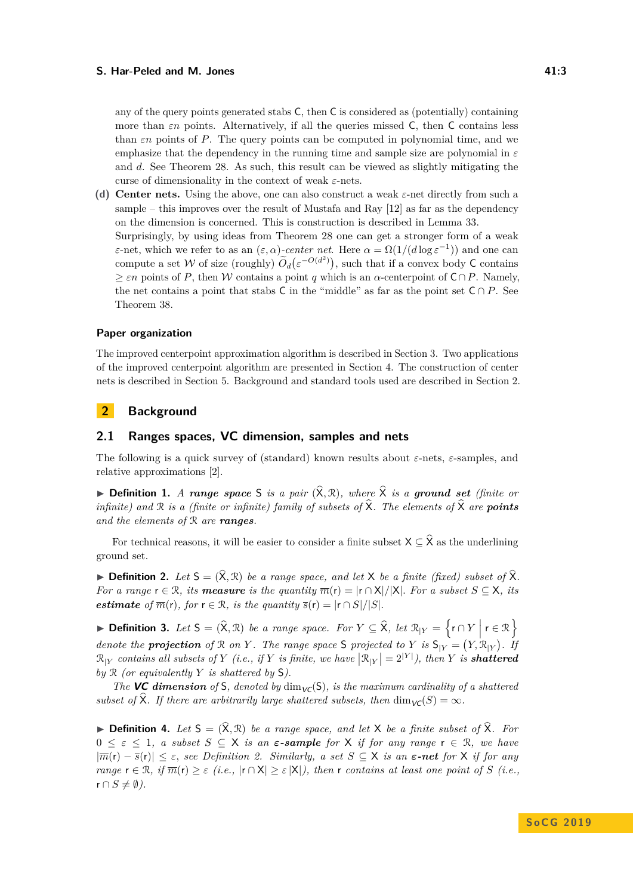any of the query points generated stabs $\mathsf{C}$, then $\mathsf{C}$ is considered as (potentially) containing more than $\varepsilon n$ points. Alternatively, if all the queries missed $\mathsf{C}$, then $\mathsf{C}$ contains less than $\varepsilon n$ points of $P$. The query points can be computed in polynomial time, and we emphasize that the dependency in the running time and sample size are polynomial in $\varepsilon$ and $d$. See Theorem 28. As such, this result can be viewed as slightly mitigating the curse of dimensionality in the context of weak $\varepsilon$-nets.

**(d)** **Center nets.** Using the above, one can also construct a weak $\varepsilon$-net directly from such a sample – this improves over the result of Mustafa and Ray [12] as far as the dependency on the dimension is concerned. This is construction is described in Lemma 33.
Surprisingly, by using ideas from Theorem 28 one can get a stronger form of a weak $\varepsilon$-net, which we refer to as an *$(\varepsilon, \alpha)$-center net*. Here $\alpha = \Omega(1/(d \log \varepsilon^{-1}))$ and one can compute a set $\mathcal{W}$ of size (roughly) $\widetilde{O}_d(\varepsilon^{-O(d^2)})$, such that if a convex body $\mathsf{C}$ contains $\geq \varepsilon n$ points of $P$, then $\mathcal{W}$ contains a point $q$ which is an $\alpha$-centerpoint of $\mathsf{C} \cap P$. Namely, the net contains a point that stabs $\mathsf{C}$ in the "middle" as far as the point set $\mathsf{C} \cap P$. See Theorem 38.

### Paper organization

The improved centerpoint approximation algorithm is described in Section 3. Two applications of the improved centerpoint algorithm are presented in Section 4. The construction of center nets is described in Section 5. Background and standard tools used are described in Section 2.

## 2 Background

### 2.1 Ranges spaces, VC dimension, samples and nets

The following is a quick survey of (standard) known results about $\varepsilon$-nets, $\varepsilon$-samples, and relative approximations [2].

▶ **Definition 1.** *A **range space** $\mathsf{S}$ is a pair $(\widehat{\mathsf{X}}, \mathcal{R})$, where $\widehat{\mathsf{X}}$ is a **ground set** (finite or infinite) and $\mathcal{R}$ is a (finite or infinite) family of subsets of $\widehat{\mathsf{X}}$. The elements of $\widehat{\mathsf{X}}$ are **points** and the elements of $\mathcal{R}$ are **ranges**.*

For technical reasons, it will be easier to consider a finite subset $\mathsf{X} \subseteq \widehat{\mathsf{X}}$ as the underlining ground set.

▶ **Definition 2.** *Let $\mathsf{S} = (\widehat{\mathsf{X}}, \mathcal{R})$ be a range space, and let $\mathsf{X}$ be a finite (fixed) subset of $\widehat{\mathsf{X}}$. For a range $\mathsf{r} \in \mathcal{R}$, its **measure** is the quantity $\overline{m}(\mathsf{r}) = |\mathsf{r} \cap \mathsf{X}|/|\mathsf{X}|$. For a subset $S \subseteq \mathsf{X}$, its **estimate** of $\overline{m}(\mathsf{r})$, for $\mathsf{r} \in \mathcal{R}$, is the quantity $\overline{s}(\mathsf{r}) = |\mathsf{r} \cap S|/|S|$.*

▶ **Definition 3.** *Let $\mathsf{S} = (\widehat{\mathsf{X}}, \mathcal{R})$ be a range space. For $Y \subseteq \widehat{\mathsf{X}}$, let $\mathcal{R}_{|Y} = \left\{ \mathsf{r} \cap Y \,\middle|\, \mathsf{r} \in \mathcal{R} \right\}$ denote the **projection** of $\mathcal{R}$ on $Y$. The range space $\mathsf{S}$ projected to $Y$ is $\mathsf{S}_{|Y} = (Y, \mathcal{R}_{|Y})$. If $\mathcal{R}_{|Y}$ contains all subsets of $Y$ (i.e., if $Y$ is finite, we have $\left|\mathcal{R}_{|Y}\right| = 2^{|Y|}$), then $Y$ is **shattered** by $\mathcal{R}$ (or equivalently $Y$ is shattered by $\mathsf{S}$).*

*The **VC dimension** of $\mathsf{S}$, denoted by $\dim_{VC}(\mathsf{S})$, is the maximum cardinality of a shattered subset of $\widehat{\mathsf{X}}$. If there are arbitrarily large shattered subsets, then $\dim_{VC}(S) = \infty$.*

▶ **Definition 4.** *Let $\mathsf{S} = (\widehat{\mathsf{X}}, \mathcal{R})$ be a range space, and let $\mathsf{X}$ be a finite subset of $\widehat{\mathsf{X}}$. For $0 \leq \varepsilon \leq 1$, a subset $S \subseteq \mathsf{X}$ is an **$\varepsilon$-sample** for $\mathsf{X}$ if for any range $\mathsf{r} \in \mathcal{R}$, we have $|\overline{m}(\mathsf{r}) - \overline{s}(\mathsf{r})| \leq \varepsilon$, see Definition 2. Similarly, a set $S \subseteq \mathsf{X}$ is an **$\varepsilon$-net** for $\mathsf{X}$ if for any range $\mathsf{r} \in \mathcal{R}$, if $\overline{m}(\mathsf{r}) \geq \varepsilon$ (i.e., $|\mathsf{r} \cap \mathsf{X}| \geq \varepsilon |\mathsf{X}|$), then $\mathsf{r}$ contains at least one point of $S$ (i.e., $\mathsf{r} \cap S \neq \emptyset$).*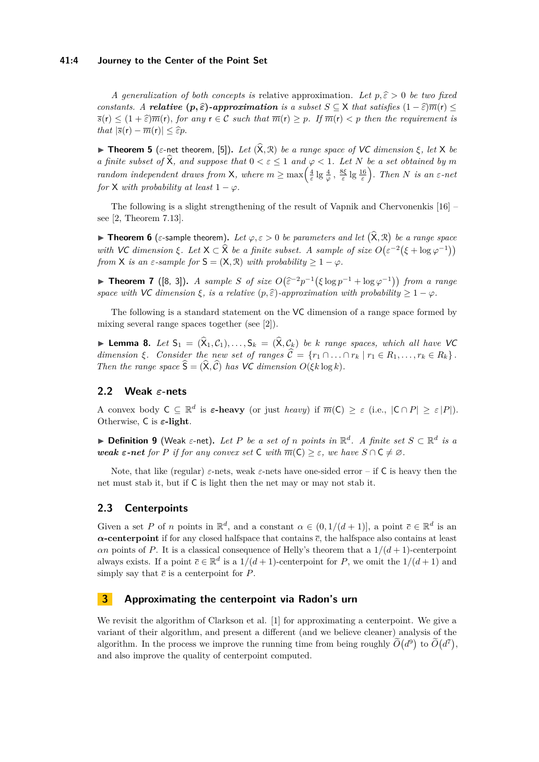*A generalization of both concepts is* relative approximation. *Let $p, \widehat{\varepsilon} > 0$ be two fixed constants. A **relative $(p, \widehat{\varepsilon})$-approximation** is a subset $S \subseteq \mathsf{X}$ that satisfies $(1-\widehat{\varepsilon})\overline{m}(\mathsf{r}) \leq \overline{s}(\mathsf{r}) \leq (1+\widehat{\varepsilon})\overline{m}(\mathsf{r})$, for any $\mathsf{r} \in \mathcal{C}$ such that $\overline{m}(\mathsf{r}) \geq p$. If $\overline{m}(\mathsf{r}) < p$ then the requirement is that $|\overline{s}(\mathsf{r}) - \overline{m}(\mathsf{r})| \leq \widehat{\varepsilon} p$.*

▶ **Theorem 5** ($\varepsilon$-net theorem, [5])**.** *Let $(\widehat{\mathsf{X}}, \mathcal{R})$ be a range space of VC dimension $\xi$, let $\mathsf{X}$ be a finite subset of $\widehat{\mathsf{X}}$, and suppose that $0 < \varepsilon \leq 1$ and $\varphi < 1$. Let $N$ be a set obtained by $m$ random independent draws from $\mathsf{X}$, where $m \geq \max\left(\frac{4}{\varepsilon}\lg\frac{4}{\varphi}, \frac{8\xi}{\varepsilon}\lg\frac{16}{\varepsilon}\right)$. Then $N$ is an $\varepsilon$-net for $\mathsf{X}$ with probability at least $1-\varphi$.*

The following is a slight strengthening of the result of Vapnik and Chervonenkis [16] – see [2, Theorem 7.13].

▶ **Theorem 6** ($\varepsilon$-sample theorem)**.** *Let $\varphi, \varepsilon > 0$ be parameters and let $(\widehat{\mathsf{X}}, \mathcal{R})$ be a range space with VC dimension $\xi$. Let $\mathsf{X} \subset \widehat{\mathsf{X}}$ be a finite subset. A sample of size $O\left(\varepsilon^{-2}\left(\xi + \log \varphi^{-1}\right)\right)$ from $\mathsf{X}$ is an $\varepsilon$-sample for $\mathsf{S} = (\mathsf{X}, \mathcal{R})$ with probability $\geq 1-\varphi$.*

▶ **Theorem 7** ([8, 3])**.** *A sample $S$ of size $O\left(\widehat{\varepsilon}^{-2} p^{-1}\left(\xi \log p^{-1} + \log \varphi^{-1}\right)\right)$ from a range space with VC dimension $\xi$, is a relative $(p, \widehat{\varepsilon})$-approximation with probability $\geq 1-\varphi$.*

The following is a standard statement on the VC dimension of a range space formed by mixing several range spaces together (see [2]).

▶ **Lemma 8.** *Let $\mathsf{S}_1 = (\widehat{\mathsf{X}}_1, \mathcal{C}_1), \ldots, \mathsf{S}_k = (\widehat{\mathsf{X}}, \mathcal{C}_k)$ be $k$ range spaces, which all have VC dimension $\xi$. Consider the new set of ranges $\widehat{\mathcal{C}} = \{r_1 \cap \ldots \cap r_k \mid r_1 \in R_1, \ldots, r_k \in R_k\}$. Then the range space $\widehat{\mathsf{S}} = (\widehat{\mathsf{X}}, \widehat{\mathcal{C}})$ has VC dimension $O(\xi k \log k)$.*

## 2.2 Weak $\varepsilon$-nets

A convex body $\mathsf{C} \subseteq \mathbb{R}^d$ is **$\varepsilon$-heavy** (or just *heavy*) if $\overline{m}(\mathsf{C}) \geq \varepsilon$ (i.e., $|\mathsf{C} \cap P| \geq \varepsilon |P|$). Otherwise, $\mathsf{C}$ is **$\varepsilon$-light**.

▶ **Definition 9** (Weak $\varepsilon$-net)**.** *Let $P$ be a set of $n$ points in $\mathbb{R}^d$. A finite set $S \subset \mathbb{R}^d$ is a **weak $\varepsilon$-net** for $P$ if for any convex set $\mathsf{C}$ with $\overline{m}(\mathsf{C}) \geq \varepsilon$, we have $S \cap \mathsf{C} \neq \varnothing$.*

Note, that like (regular) $\varepsilon$-nets, weak $\varepsilon$-nets have one-sided error – if $\mathsf{C}$ is heavy then the net must stab it, but if $\mathsf{C}$ is light then the net may or may not stab it.

## 2.3 Centerpoints

Given a set $P$ of $n$ points in $\mathbb{R}^d$, and a constant $\alpha \in (0, 1/(d+1)]$, a point $\overline{c} \in \mathbb{R}^d$ is an **$\alpha$-centerpoint** if for any closed halfspace that contains $\overline{c}$, the halfspace also contains at least $\alpha n$ points of $P$. It is a classical consequence of Helly's theorem that a $1/(d+1)$-centerpoint always exists. If a point $\overline{c} \in \mathbb{R}^d$ is a $1/(d+1)$-centerpoint for $P$, we omit the $1/(d+1)$ and simply say that $\overline{c}$ is a centerpoint for $P$.

# 3 Approximating the centerpoint via Radon's urn

We revisit the algorithm of Clarkson et al. [1] for approximating a centerpoint. We give a variant of their algorithm, and present a different (and we believe cleaner) analysis of the algorithm. In the process we improve the running time from being roughly $\widetilde{O}(d^9)$ to $\widetilde{O}(d^7)$, and also improve the quality of centerpoint computed.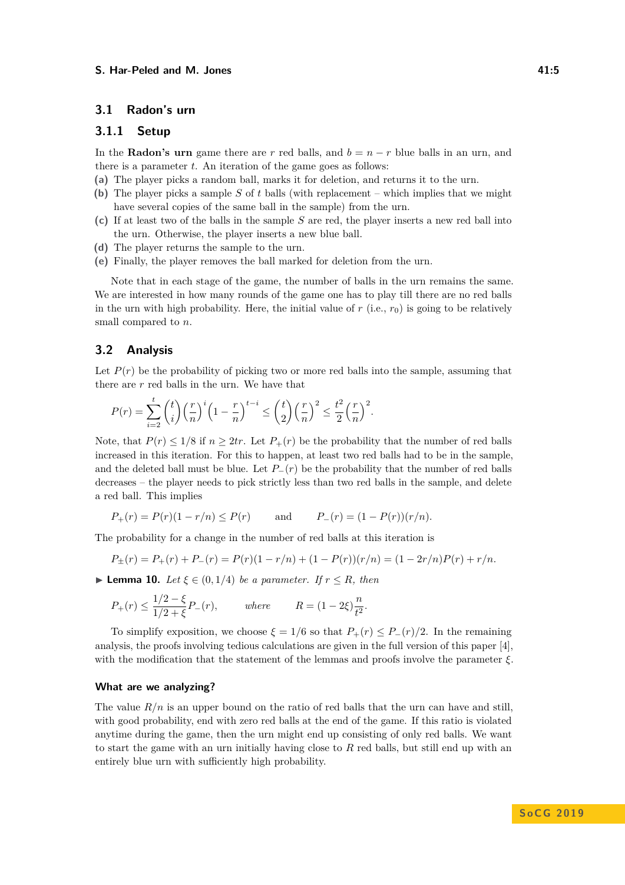## 3.1 Radon's urn

### 3.1.1 Setup

In the **Radon's urn** game there are $r$ red balls, and $b = n - r$ blue balls in an urn, and there is a parameter $t$. An iteration of the game goes as follows:

**(a)** The player picks a random ball, marks it for deletion, and returns it to the urn.

**(b)** The player picks a sample $S$ of $t$ balls (with replacement – which implies that we might have several copies of the same ball in the sample) from the urn.

**(c)** If at least two of the balls in the sample $S$ are red, the player inserts a new red ball into the urn. Otherwise, the player inserts a new blue ball.

**(d)** The player returns the sample to the urn.

**(e)** Finally, the player removes the ball marked for deletion from the urn.

Note that in each stage of the game, the number of balls in the urn remains the same. We are interested in how many rounds of the game one has to play till there are no red balls in the urn with high probability. Here, the initial value of $r$ (i.e., $r_0$) is going to be relatively small compared to $n$.

## 3.2 Analysis

Let $P(r)$ be the probability of picking two or more red balls into the sample, assuming that there are $r$ red balls in the urn. We have that

$$P(r) = \sum_{i=2}^{t} \binom{t}{i} \left(\frac{r}{n}\right)^i \left(1 - \frac{r}{n}\right)^{t-i} \leq \binom{t}{2}\left(\frac{r}{n}\right)^2 \leq \frac{t^2}{2}\left(\frac{r}{n}\right)^2.$$

Note, that $P(r) \leq 1/8$ if $n \geq 2tr$. Let $P_+(r)$ be the probability that the number of red balls increased in this iteration. For this to happen, at least two red balls had to be in the sample, and the deleted ball must be blue. Let $P_-(r)$ be the probability that the number of red balls decreases – the player needs to pick strictly less than two red balls in the sample, and delete a red ball. This implies

$$P_+(r) = P(r)(1 - r/n) \leq P(r) \qquad \text{and} \qquad P_-(r) = (1 - P(r))(r/n).$$

The probability for a change in the number of red balls at this iteration is

$$P_\pm(r) = P_+(r) + P_-(r) = P(r)(1 - r/n) + (1 - P(r))(r/n) = (1 - 2r/n)P(r) + r/n.$$

▶ **Lemma 10.** *Let $\xi \in (0, 1/4)$ be a parameter. If $r \leq R$, then*

$$P_+(r) \leq \frac{1/2 - \xi}{1/2 + \xi} P_-(r), \qquad \textit{where} \qquad R = (1 - 2\xi)\frac{n}{t^2}.$$

To simplify exposition, we choose $\xi = 1/6$ so that $P_+(r) \leq P_-(r)/2$. In the remaining analysis, the proofs involving tedious calculations are given in the full version of this paper [4], with the modification that the statement of the lemmas and proofs involve the parameter $\xi$.

#### What are we analyzing?

The value $R/n$ is an upper bound on the ratio of red balls that the urn can have and still, with good probability, end with zero red balls at the end of the game. If this ratio is violated anytime during the game, then the urn might end up consisting of only red balls. We want to start the game with an urn initially having close to $R$ red balls, but still end up with an entirely blue urn with sufficiently high probability.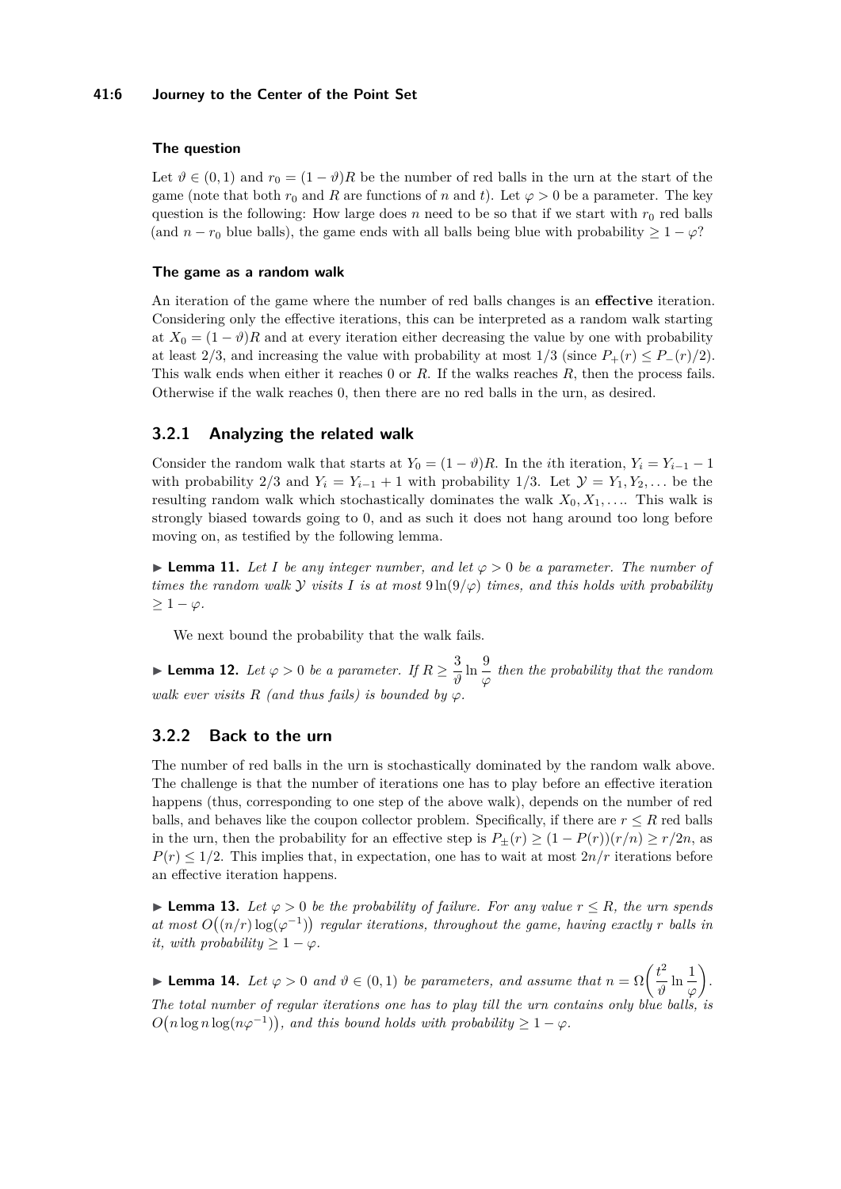#### The question

Let $\vartheta \in (0,1)$ and $r_0 = (1-\vartheta)R$ be the number of red balls in the urn at the start of the game (note that both $r_0$ and $R$ are functions of $n$ and $t$). Let $\varphi > 0$ be a parameter. The key question is the following: How large does $n$ need to be so that if we start with $r_0$ red balls (and $n - r_0$ blue balls), the game ends with all balls being blue with probability $\geq 1 - \varphi$?

#### The game as a random walk

An iteration of the game where the number of red balls changes is an **effective** iteration. Considering only the effective iterations, this can be interpreted as a random walk starting at $X_0 = (1-\vartheta)R$ and at every iteration either decreasing the value by one with probability at least $2/3$, and increasing the value with probability at most $1/3$ (since $P_+(r) \leq P_-(r)/2$). This walk ends when either it reaches $0$ or $R$. If the walks reaches $R$, then the process fails. Otherwise if the walk reaches $0$, then there are no red balls in the urn, as desired.

### 3.2.1 Analyzing the related walk

Consider the random walk that starts at $Y_0 = (1-\vartheta)R$. In the $i$th iteration, $Y_i = Y_{i-1} - 1$ with probability $2/3$ and $Y_i = Y_{i-1} + 1$ with probability $1/3$. Let $\mathcal{Y} = Y_1, Y_2, \ldots$ be the resulting random walk which stochastically dominates the walk $X_0, X_1, \ldots$. This walk is strongly biased towards going to $0$, and as such it does not hang around too long before moving on, as testified by the following lemma.

▶ **Lemma 11.** *Let $I$ be any integer number, and let $\varphi > 0$ be a parameter. The number of times the random walk $\mathcal{Y}$ visits $I$ is at most $9\ln(9/\varphi)$ times, and this holds with probability $\geq 1 - \varphi$.*

We next bound the probability that the walk fails.

▶ **Lemma 12.** *Let $\varphi > 0$ be a parameter. If $R \geq \dfrac{3}{\vartheta} \ln \dfrac{9}{\varphi}$ then the probability that the random walk ever visits $R$ (and thus fails) is bounded by $\varphi$.*

### 3.2.2 Back to the urn

The number of red balls in the urn is stochastically dominated by the random walk above. The challenge is that the number of iterations one has to play before an effective iteration happens (thus, corresponding to one step of the above walk), depends on the number of red balls, and behaves like the coupon collector problem. Specifically, if there are $r \leq R$ red balls in the urn, then the probability for an effective step is $P_{\pm}(r) \geq (1 - P(r))(r/n) \geq r/2n$, as $P(r) \leq 1/2$. This implies that, in expectation, one has to wait at most $2n/r$ iterations before an effective iteration happens.

▶ **Lemma 13.** *Let $\varphi > 0$ be the probability of failure. For any value $r \leq R$, the urn spends at most $O\big((n/r)\log(\varphi^{-1})\big)$ regular iterations, throughout the game, having exactly $r$ balls in it, with probability $\geq 1 - \varphi$.*

▶ **Lemma 14.** *Let $\varphi > 0$ and $\vartheta \in (0,1)$ be parameters, and assume that $n = \Omega\left(\dfrac{t^2}{\vartheta} \ln \dfrac{1}{\varphi}\right)$. The total number of regular iterations one has to play till the urn contains only blue balls, is $O\big(n \log n \log(n\varphi^{-1})\big)$, and this bound holds with probability $\geq 1 - \varphi$.*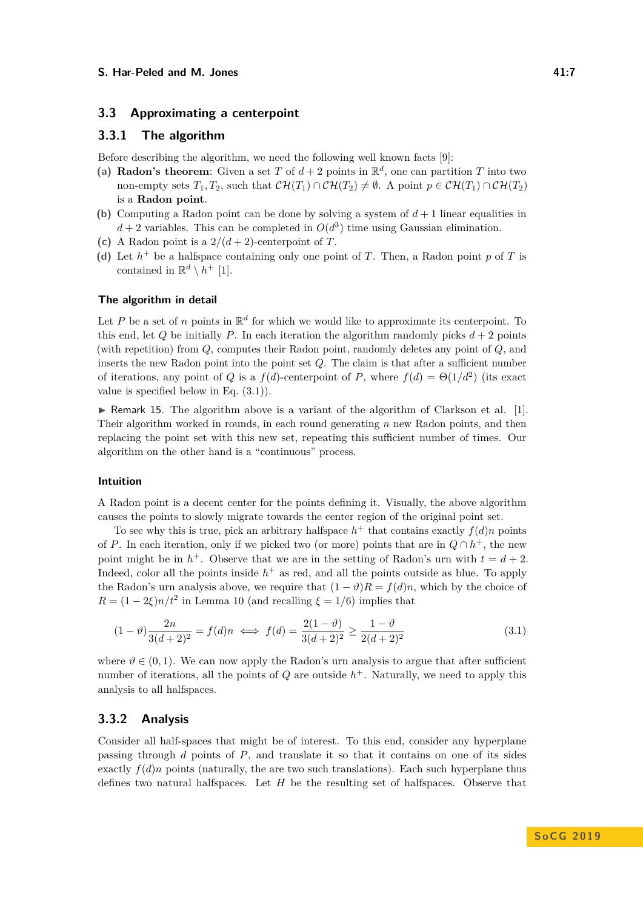## 3.3 Approximating a centerpoint

### 3.3.1 The algorithm

Before describing the algorithm, we need the following well known facts [9]:

**(a)** **Radon's theorem**: Given a set $T$ of $d+2$ points in $\mathbb{R}^d$, one can partition $T$ into two non-empty sets $T_1, T_2$, such that $\mathcal{CH}(T_1) \cap \mathcal{CH}(T_2) \neq \emptyset$. A point $p \in \mathcal{CH}(T_1) \cap \mathcal{CH}(T_2)$ is a **Radon point**.

**(b)** Computing a Radon point can be done by solving a system of $d+1$ linear equalities in $d+2$ variables. This can be completed in $O(d^3)$ time using Gaussian elimination.

**(c)** A Radon point is a $2/(d+2)$-centerpoint of $T$.

**(d)** Let $h^+$ be a halfspace containing only one point of $T$. Then, a Radon point $p$ of $T$ is contained in $\mathbb{R}^d \setminus h^+$ [1].

#### The algorithm in detail

Let $P$ be a set of $n$ points in $\mathbb{R}^d$ for which we would like to approximate its centerpoint. To this end, let $Q$ be initially $P$. In each iteration the algorithm randomly picks $d+2$ points (with repetition) from $Q$, computes their Radon point, randomly deletes any point of $Q$, and inserts the new Radon point into the point set $Q$. The claim is that after a sufficient number of iterations, any point of $Q$ is a $f(d)$-centerpoint of $P$, where $f(d) = \Theta(1/d^2)$ (its exact value is specified below in Eq. (3.1)).

▶ Remark 15. The algorithm above is a variant of the algorithm of Clarkson et al. [1]. Their algorithm worked in rounds, in each round generating $n$ new Radon points, and then replacing the point set with this new set, repeating this sufficient number of times. Our algorithm on the other hand is a "continuous" process.

#### Intuition

A Radon point is a decent center for the points defining it. Visually, the above algorithm causes the points to slowly migrate towards the center region of the original point set.

To see why this is true, pick an arbitrary halfspace $h^+$ that contains exactly $f(d)n$ points of $P$. In each iteration, only if we picked two (or more) points that are in $Q \cap h^+$, the new point might be in $h^+$. Observe that we are in the setting of Radon's urn with $t = d+2$. Indeed, color all the points inside $h^+$ as red, and all the points outside as blue. To apply the Radon's urn analysis above, we require that $(1-\vartheta)R = f(d)n$, which by the choice of $R = (1-2\xi)n/t^2$ in Lemma 10 (and recalling $\xi = 1/6$) implies that

$$(1-\vartheta)\frac{2n}{3(d+2)^2} = f(d)n \iff f(d) = \frac{2(1-\vartheta)}{3(d+2)^2} \geq \frac{1-\vartheta}{2(d+2)^2} \tag{3.1}$$

where $\vartheta \in (0,1)$. We can now apply the Radon's urn analysis to argue that after sufficient number of iterations, all the points of $Q$ are outside $h^+$. Naturally, we need to apply this analysis to all halfspaces.

### 3.3.2 Analysis

Consider all half-spaces that might be of interest. To this end, consider any hyperplane passing through $d$ points of $P$, and translate it so that it contains on one of its sides exactly $f(d)n$ points (naturally, the are two such translations). Each such hyperplane thus defines two natural halfspaces. Let $H$ be the resulting set of halfspaces. Observe that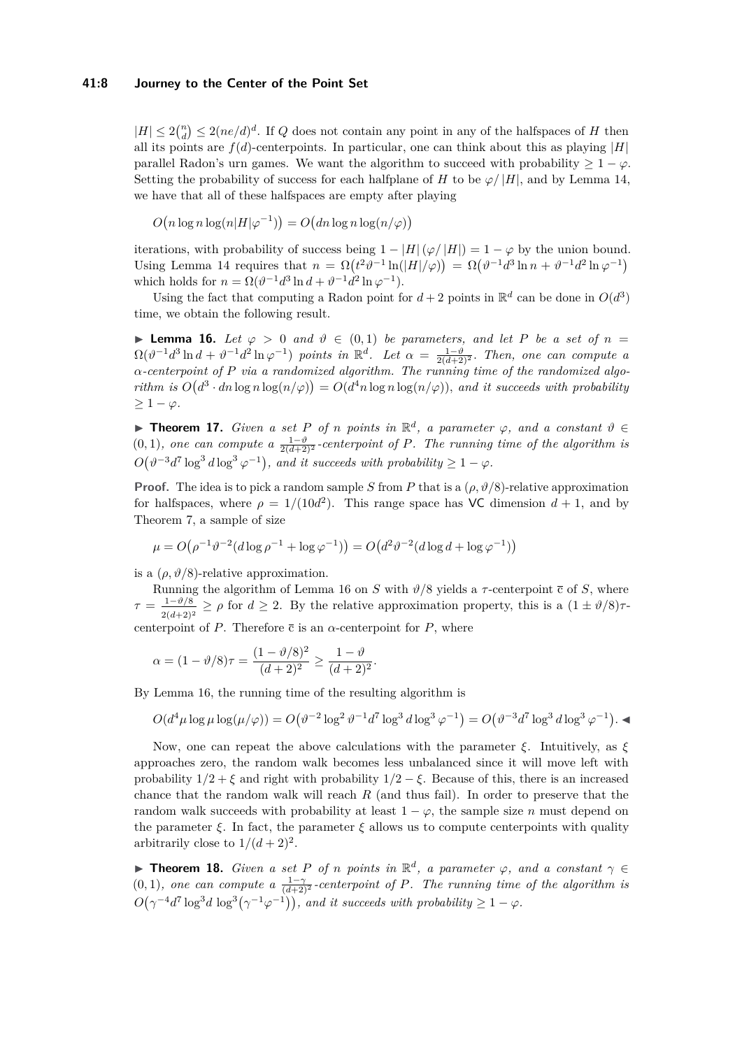$|H| \leq 2\binom{n}{d} \leq 2(ne/d)^d$. If $Q$ does not contain any point in any of the halfspaces of $H$ then all its points are $f(d)$-centerpoints. In particular, one can think about this as playing $|H|$ parallel Radon's urn games. We want the algorithm to succeed with probability $\geq 1 - \varphi$. Setting the probability of success for each halfplane of $H$ to be $\varphi / |H|$, and by Lemma 14, we have that all of these halfspaces are empty after playing

$$O\big(n \log n \log(n|H|\varphi^{-1})\big) = O\big(dn \log n \log(n/\varphi)\big)$$

iterations, with probability of success being $1 - |H|(\varphi/|H|) = 1 - \varphi$ by the union bound. Using Lemma 14 requires that $n = \Omega\big(t^2\vartheta^{-1}\ln(|H|/\varphi)\big) = \Omega\big(\vartheta^{-1}d^3 \ln n + \vartheta^{-1}d^2 \ln \varphi^{-1}\big)$ which holds for $n = \Omega(\vartheta^{-1}d^3 \ln d + \vartheta^{-1}d^2 \ln \varphi^{-1})$.

Using the fact that computing a Radon point for $d+2$ points in $\mathbb{R}^d$ can be done in $O(d^3)$ time, we obtain the following result.

▶ **Lemma 16.** *Let $\varphi > 0$ and $\vartheta \in (0,1)$ be parameters, and let $P$ be a set of $n = \Omega(\vartheta^{-1}d^3 \ln d + \vartheta^{-1}d^2 \ln \varphi^{-1})$ points in $\mathbb{R}^d$. Let $\alpha = \frac{1-\vartheta}{2(d+2)^2}$. Then, one can compute a $\alpha$-centerpoint of $P$ via a randomized algorithm. The running time of the randomized algorithm is $O\big(d^3 \cdot dn \log n \log(n/\varphi)\big) = O(d^4 n \log n \log(n/\varphi))$, and it succeeds with probability $\geq 1 - \varphi$.*

▶ **Theorem 17.** *Given a set $P$ of $n$ points in $\mathbb{R}^d$, a parameter $\varphi$, and a constant $\vartheta \in (0,1)$, one can compute a $\frac{1-\vartheta}{2(d+2)^2}$-centerpoint of $P$. The running time of the algorithm is $O\big(\vartheta^{-3}d^7 \log^3 d \log^3 \varphi^{-1}\big)$, and it succeeds with probability $\geq 1 - \varphi$.*

**Proof.** The idea is to pick a random sample $S$ from $P$ that is a $(\rho, \vartheta/8)$-relative approximation for halfspaces, where $\rho = 1/(10d^2)$. This range space has VC dimension $d+1$, and by Theorem 7, a sample of size

$$\mu = O\big(\rho^{-1}\vartheta^{-2}(d \log \rho^{-1} + \log \varphi^{-1})\big) = O\big(d^2\vartheta^{-2}(d \log d + \log \varphi^{-1})\big)$$

is a $(\rho, \vartheta/8)$-relative approximation.

Running the algorithm of Lemma 16 on $S$ with $\vartheta/8$ yields a $\tau$-centerpoint $\overline{c}$ of $S$, where $\tau = \frac{1-\vartheta/8}{2(d+2)^2} \geq \rho$ for $d \geq 2$. By the relative approximation property, this is a $(1 \pm \vartheta/8)\tau$-centerpoint of $P$. Therefore $\overline{c}$ is an $\alpha$-centerpoint for $P$, where

$$\alpha = (1 - \vartheta/8)\tau = \frac{(1-\vartheta/8)^2}{(d+2)^2} \geq \frac{1-\vartheta}{(d+2)^2}.$$

By Lemma 16, the running time of the resulting algorithm is

$$O(d^4 \mu \log \mu \log(\mu/\varphi)) = O\big(\vartheta^{-2}\log^2 \vartheta^{-1} d^7 \log^3 d \log^3 \varphi^{-1}\big) = O\big(\vartheta^{-3}d^7 \log^3 d \log^3 \varphi^{-1}\big). ◀$$

Now, one can repeat the above calculations with the parameter $\xi$. Intuitively, as $\xi$ approaches zero, the random walk becomes less unbalanced since it will move left with probability $1/2 + \xi$ and right with probability $1/2 - \xi$. Because of this, there is an increased chance that the random walk will reach $R$ (and thus fail). In order to preserve that the random walk succeeds with probability at least $1 - \varphi$, the sample size $n$ must depend on the parameter $\xi$. In fact, the parameter $\xi$ allows us to compute centerpoints with quality arbitrarily close to $1/(d+2)^2$.

▶ **Theorem 18.** *Given a set $P$ of $n$ points in $\mathbb{R}^d$, a parameter $\varphi$, and a constant $\gamma \in (0,1)$, one can compute a $\frac{1-\gamma}{(d+2)^2}$-centerpoint of $P$. The running time of the algorithm is $O\big(\gamma^{-4}d^7 \log^3 d \log^3\big(\gamma^{-1}\varphi^{-1}\big)\big)$, and it succeeds with probability $\geq 1 - \varphi$.*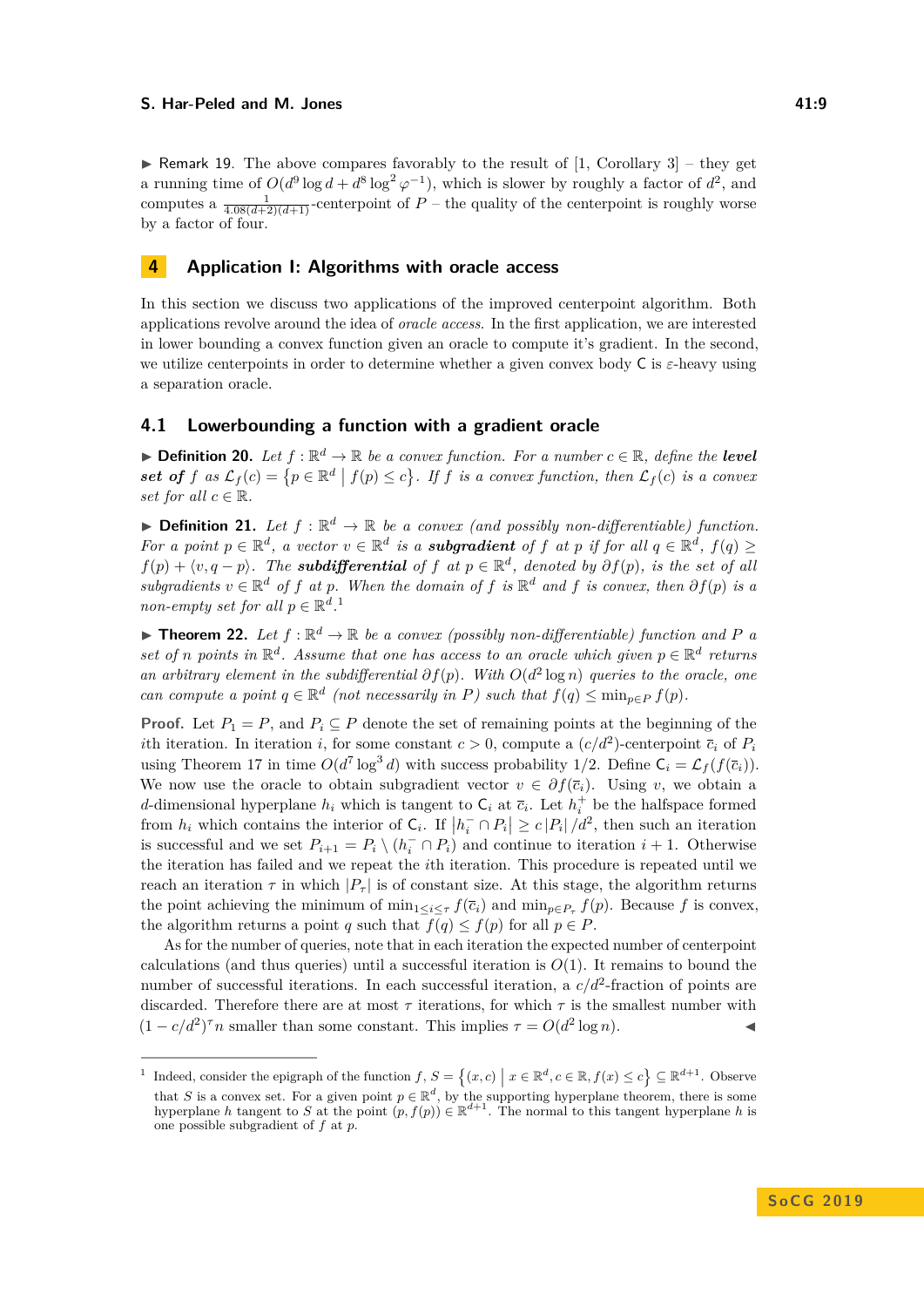▶ Remark 19. The above compares favorably to the result of [1, Corollary 3] – they get a running time of $O(d^9 \log d + d^8 \log^2 \varphi^{-1})$, which is slower by roughly a factor of $d^2$, and computes a $\frac{1}{4.08(d+2)(d+1)}$-centerpoint of $P$ – the quality of the centerpoint is roughly worse by a factor of four.

## 4 Application I: Algorithms with oracle access

In this section we discuss two applications of the improved centerpoint algorithm. Both applications revolve around the idea of *oracle access*. In the first application, we are interested in lower bounding a convex function given an oracle to compute it's gradient. In the second, we utilize centerpoints in order to determine whether a given convex body $\mathsf{C}$ is $\varepsilon$-heavy using a separation oracle.

### 4.1 Lowerbounding a function with a gradient oracle

▶ **Definition 20.** *Let $f : \mathbb{R}^d \to \mathbb{R}$ be a convex function. For a number $c \in \mathbb{R}$, define the* ***level set of*** *$f$ as $\mathcal{L}_f(c) = \{p \in \mathbb{R}^d \mid f(p) \leq c\}$. If $f$ is a convex function, then $\mathcal{L}_f(c)$ is a convex set for all $c \in \mathbb{R}$.*

▶ **Definition 21.** *Let $f : \mathbb{R}^d \to \mathbb{R}$ be a convex (and possibly non-differentiable) function. For a point $p \in \mathbb{R}^d$, a vector $v \in \mathbb{R}^d$ is a* ***subgradient*** *of $f$ at $p$ if for all $q \in \mathbb{R}^d$, $f(q) \geq f(p) + \langle v, q - p \rangle$. The* ***subdifferential*** *of $f$ at $p \in \mathbb{R}^d$, denoted by $\partial f(p)$, is the set of all subgradients $v \in \mathbb{R}^d$ of $f$ at $p$. When the domain of $f$ is $\mathbb{R}^d$ and $f$ is convex, then $\partial f(p)$ is a non-empty set for all $p \in \mathbb{R}^d$.*[1]

▶ **Theorem 22.** *Let $f : \mathbb{R}^d \to \mathbb{R}$ be a convex (possibly non-differentiable) function and $P$ a set of $n$ points in $\mathbb{R}^d$. Assume that one has access to an oracle which given $p \in \mathbb{R}^d$ returns an arbitrary element in the subdifferential $\partial f(p)$. With $O(d^2 \log n)$ queries to the oracle, one can compute a point $q \in \mathbb{R}^d$ (not necessarily in $P$) such that $f(q) \leq \min_{p \in P} f(p)$.*

**Proof.** Let $P_1 = P$, and $P_i \subseteq P$ denote the set of remaining points at the beginning of the $i$th iteration. In iteration $i$, for some constant $c > 0$, compute a $(c/d^2)$-centerpoint $\bar{c}_i$ of $P_i$ using Theorem 17 in time $O(d^7 \log^3 d)$ with success probability 1/2. Define $\mathsf{C}_i = \mathcal{L}_f(f(\bar{c}_i))$. We now use the oracle to obtain subgradient vector $v \in \partial f(\bar{c}_i)$. Using $v$, we obtain a $d$-dimensional hyperplane $h_i$ which is tangent to $\mathsf{C}_i$ at $\bar{c}_i$. Let $h_i^+$ be the halfspace formed from $h_i$ which contains the interior of $\mathsf{C}_i$. If $|h_i^- \cap P_i| \geq c\,|P_i|/d^2$, then such an iteration is successful and we set $P_{i+1} = P_i \setminus (h_i^- \cap P_i)$ and continue to iteration $i+1$. Otherwise the iteration has failed and we repeat the $i$th iteration. This procedure is repeated until we reach an iteration $\tau$ in which $|P_\tau|$ is of constant size. At this stage, the algorithm returns the point achieving the minimum of $\min_{1 \leq i \leq \tau} f(\bar{c}_i)$ and $\min_{p \in P_\tau} f(p)$. Because $f$ is convex, the algorithm returns a point $q$ such that $f(q) \leq f(p)$ for all $p \in P$.

As for the number of queries, note that in each iteration the expected number of centerpoint calculations (and thus queries) until a successful iteration is $O(1)$. It remains to bound the number of successful iterations. In each successful iteration, a $c/d^2$-fraction of points are discarded. Therefore there are at most $\tau$ iterations, for which $\tau$ is the smallest number with $(1 - c/d^2)^\tau n$ smaller than some constant. This implies $\tau = O(d^2 \log n)$. ◀

[1] Indeed, consider the epigraph of the function $f$, $S = \{(x, c) \mid x \in \mathbb{R}^d, c \in \mathbb{R}, f(x) \leq c\} \subseteq \mathbb{R}^{d+1}$. Observe that $S$ is a convex set. For a given point $p \in \mathbb{R}^d$, by the supporting hyperplane theorem, there is some hyperplane $h$ tangent to $S$ at the point $(p, f(p)) \in \mathbb{R}^{d+1}$. The normal to this tangent hyperplane $h$ is one possible subgradient of $f$ at $p$.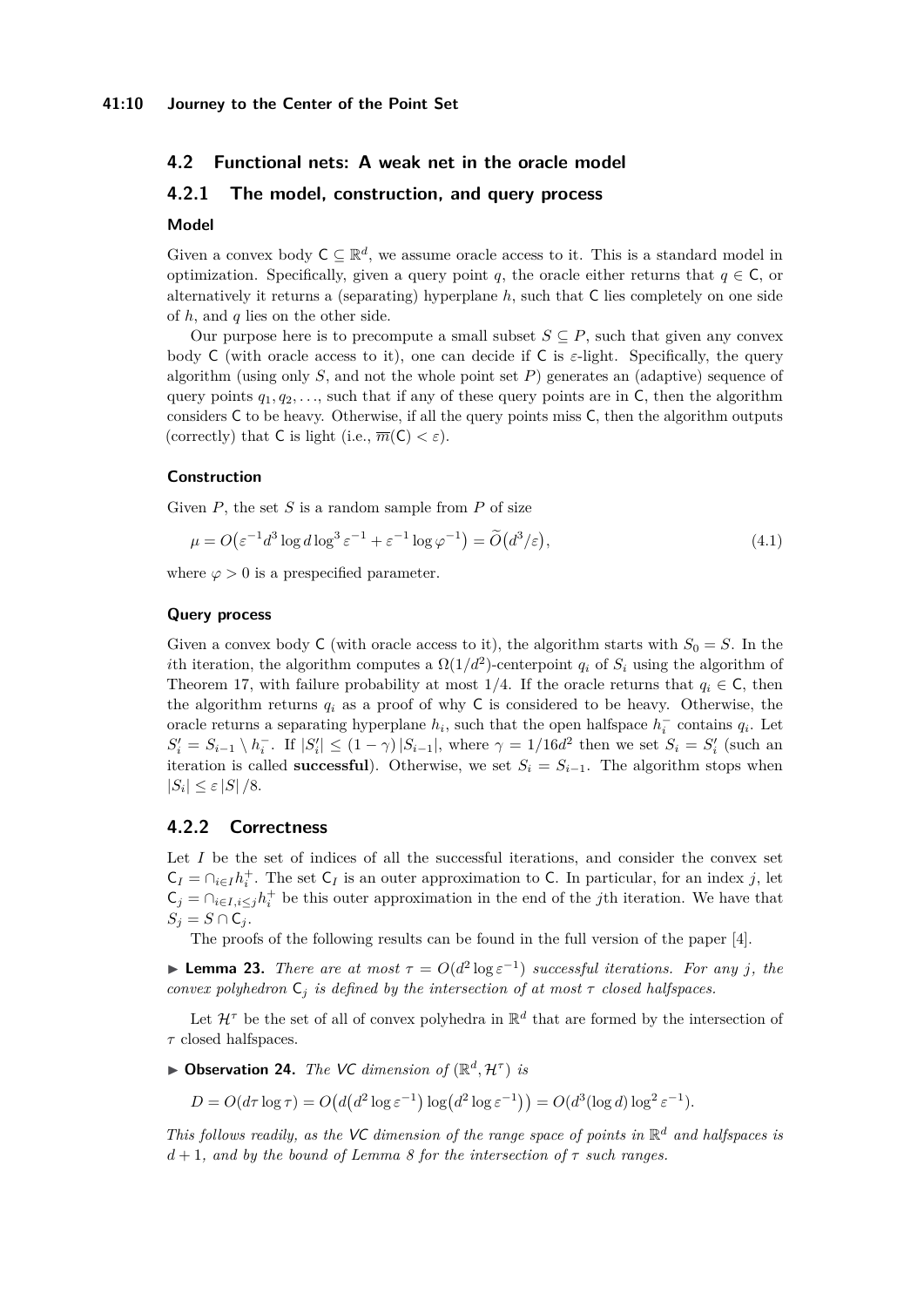## 4.2 Functional nets: A weak net in the oracle model

### 4.2.1 The model, construction, and query process

#### Model

Given a convex body $\mathsf{C} \subseteq \mathbb{R}^d$, we assume oracle access to it. This is a standard model in optimization. Specifically, given a query point $q$, the oracle either returns that $q \in \mathsf{C}$, or alternatively it returns a (separating) hyperplane $h$, such that $\mathsf{C}$ lies completely on one side of $h$, and $q$ lies on the other side.

Our purpose here is to precompute a small subset $S \subseteq P$, such that given any convex body $\mathsf{C}$ (with oracle access to it), one can decide if $\mathsf{C}$ is $\varepsilon$-light. Specifically, the query algorithm (using only $S$, and not the whole point set $P$) generates an (adaptive) sequence of query points $q_1, q_2, \ldots$, such that if any of these query points are in $\mathsf{C}$, then the algorithm considers $\mathsf{C}$ to be heavy. Otherwise, if all the query points miss $\mathsf{C}$, then the algorithm outputs (correctly) that $\mathsf{C}$ is light (i.e., $\overline{m}(\mathsf{C}) < \varepsilon$).

#### Construction

Given $P$, the set $S$ is a random sample from $P$ of size

$$\mu = O\big(\varepsilon^{-1} d^3 \log d \log^3 \varepsilon^{-1} + \varepsilon^{-1} \log \varphi^{-1}\big) = \widetilde{O}\big(d^3/\varepsilon\big), \tag{4.1}$$

where $\varphi > 0$ is a prespecified parameter.

#### Query process

Given a convex body $\mathsf{C}$ (with oracle access to it), the algorithm starts with $S_0 = S$. In the $i$th iteration, the algorithm computes a $\Omega(1/d^2)$-centerpoint $q_i$ of $S_i$ using the algorithm of Theorem 17, with failure probability at most $1/4$. If the oracle returns that $q_i \in \mathsf{C}$, then the algorithm returns $q_i$ as a proof of why $\mathsf{C}$ is considered to be heavy. Otherwise, the oracle returns a separating hyperplane $h_i$, such that the open halfspace $h_i^-$ contains $q_i$. Let $S_i' = S_{i-1} \setminus h_i^-$. If $|S_i'| \leq (1-\gamma)\,|S_{i-1}|$, where $\gamma = 1/16d^2$ then we set $S_i = S_i'$ (such an iteration is called **successful**). Otherwise, we set $S_i = S_{i-1}$. The algorithm stops when $|S_i| \leq \varepsilon\,|S|/8$.

### 4.2.2 Correctness

Let $I$ be the set of indices of all the successful iterations, and consider the convex set $\mathsf{C}_I = \cap_{i \in I} h_i^+$. The set $\mathsf{C}_I$ is an outer approximation to $\mathsf{C}$. In particular, for an index $j$, let $\mathsf{C}_j = \cap_{i \in I, i \leq j} h_i^+$ be this outer approximation in the end of the $j$th iteration. We have that $S_j = S \cap \mathsf{C}_j$.

The proofs of the following results can be found in the full version of the paper [4].

▶ **Lemma 23.** *There are at most $\tau = O(d^2 \log \varepsilon^{-1})$ successful iterations. For any $j$, the convex polyhedron $\mathsf{C}_j$ is defined by the intersection of at most $\tau$ closed halfspaces.*

Let $\mathcal{H}^\tau$ be the set of all of convex polyhedra in $\mathbb{R}^d$ that are formed by the intersection of $\tau$ closed halfspaces.

▶ **Observation 24.** *The VC dimension of $(\mathbb{R}^d, \mathcal{H}^\tau)$ is*

$$D = O(d\tau \log \tau) = O\big(d\big(d^2 \log \varepsilon^{-1}\big) \log\big(d^2 \log \varepsilon^{-1}\big)\big) = O(d^3 (\log d) \log^2 \varepsilon^{-1}).$$

*This follows readily, as the VC dimension of the range space of points in $\mathbb{R}^d$ and halfspaces is $d+1$, and by the bound of Lemma 8 for the intersection of $\tau$ such ranges.*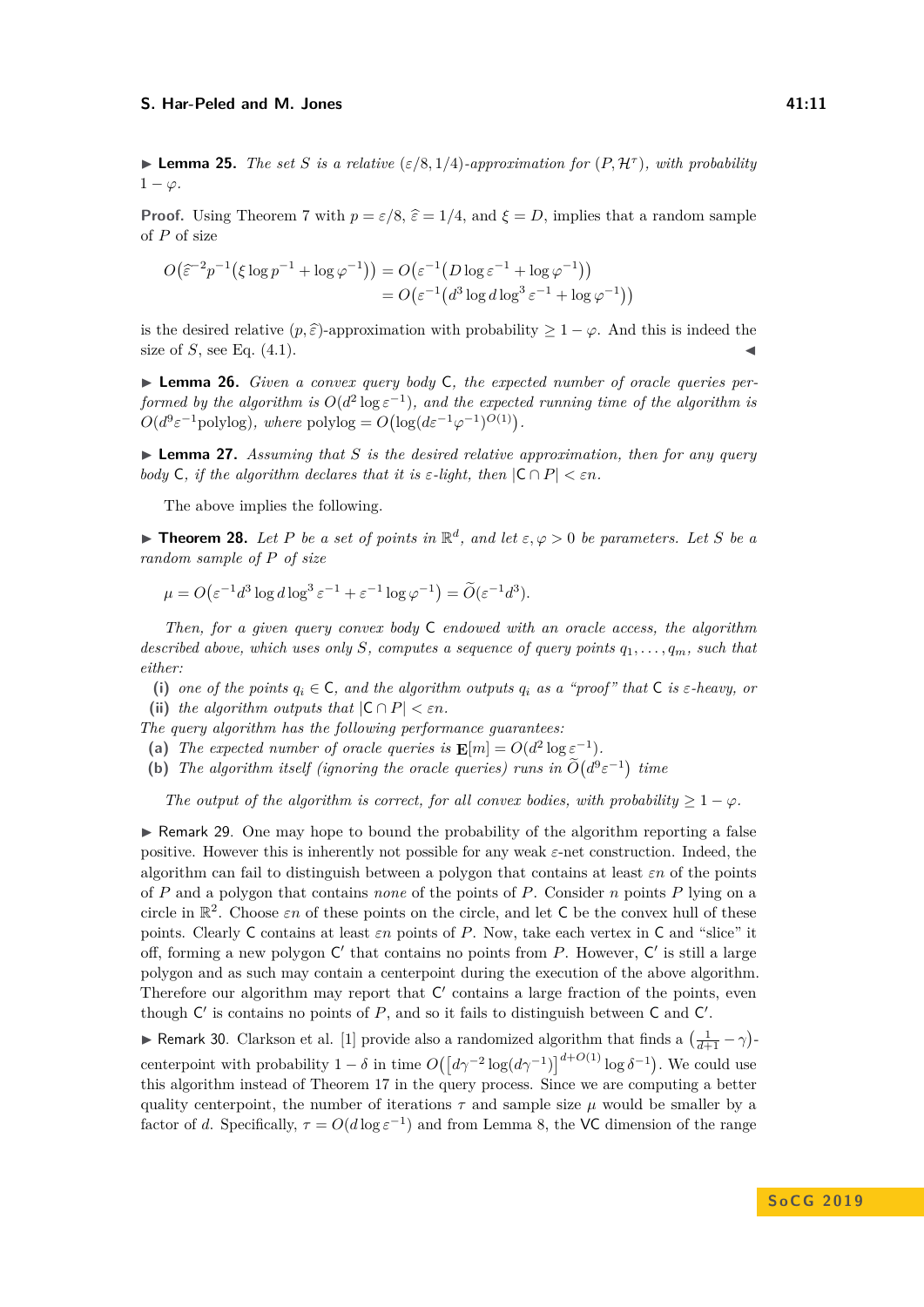▶ **Lemma 25.** *The set $S$ is a relative $(\varepsilon/8, 1/4)$-approximation for $(P, \mathcal{H}^\tau)$, with probability $1-\varphi$.*

**Proof.** Using Theorem 7 with $p = \varepsilon/8$, $\widehat{\varepsilon} = 1/4$, and $\xi = D$, implies that a random sample of $P$ of size

$$
\begin{aligned}
O\big(\widehat{\varepsilon}^{-2} p^{-1}\big(\xi \log p^{-1} + \log \varphi^{-1}\big)\big) &= O\big(\varepsilon^{-1}\big(D \log \varepsilon^{-1} + \log \varphi^{-1}\big)\big) \\
&= O\big(\varepsilon^{-1}\big(d^3 \log d \log^3 \varepsilon^{-1} + \log \varphi^{-1}\big)\big)
\end{aligned}
$$

is the desired relative $(p, \widehat{\varepsilon})$-approximation with probability $\geq 1-\varphi$. And this is indeed the size of $S$, see Eq. (4.1). ◀

▶ **Lemma 26.** *Given a convex query body $\mathsf{C}$, the expected number of oracle queries performed by the algorithm is $O(d^2 \log \varepsilon^{-1})$, and the expected running time of the algorithm is $O(d^9 \varepsilon^{-1} \mathrm{polylog})$, where $\mathrm{polylog} = O\big(\log(d\varepsilon^{-1}\varphi^{-1})^{O(1)}\big)$.*

▶ **Lemma 27.** *Assuming that $S$ is the desired relative approximation, then for any query body $\mathsf{C}$, if the algorithm declares that it is $\varepsilon$-light, then $|\mathsf{C} \cap P| < \varepsilon n$.*

The above implies the following.

▶ **Theorem 28.** *Let $P$ be a set of points in $\mathbb{R}^d$, and let $\varepsilon, \varphi > 0$ be parameters. Let $S$ be a random sample of $P$ of size*

$$
\mu = O\big(\varepsilon^{-1} d^3 \log d \log^3 \varepsilon^{-1} + \varepsilon^{-1} \log \varphi^{-1}\big) = \widetilde{O}(\varepsilon^{-1} d^3).
$$

*Then, for a given query convex body $\mathsf{C}$ endowed with an oracle access, the algorithm described above, which uses only $S$, computes a sequence of query points $q_1, \ldots, q_m$, such that either:*

**(i)** *one of the points $q_i \in \mathsf{C}$, and the algorithm outputs $q_i$ as a "proof" that $\mathsf{C}$ is $\varepsilon$-heavy, or*
**(ii)** *the algorithm outputs that $|\mathsf{C} \cap P| < \varepsilon n$.*

*The query algorithm has the following performance guarantees:*

**(a)** *The expected number of oracle queries is $\mathbf{E}[m] = O(d^2 \log \varepsilon^{-1})$.*
**(b)** *The algorithm itself (ignoring the oracle queries) runs in $\widetilde{O}\big(d^9 \varepsilon^{-1}\big)$ time*

*The output of the algorithm is correct, for all convex bodies, with probability $\geq 1-\varphi$.*

▶ Remark 29. One may hope to bound the probability of the algorithm reporting a false positive. However this is inherently not possible for any weak $\varepsilon$-net construction. Indeed, the algorithm can fail to distinguish between a polygon that contains at least $\varepsilon n$ of the points of $P$ and a polygon that contains *none* of the points of $P$. Consider $n$ points $P$ lying on a circle in $\mathbb{R}^2$. Choose $\varepsilon n$ of these points on the circle, and let $\mathsf{C}$ be the convex hull of these points. Clearly $\mathsf{C}$ contains at least $\varepsilon n$ points of $P$. Now, take each vertex in $\mathsf{C}$ and "slice" it off, forming a new polygon $\mathsf{C}'$ that contains no points from $P$. However, $\mathsf{C}'$ is still a large polygon and as such may contain a centerpoint during the execution of the above algorithm. Therefore our algorithm may report that $\mathsf{C}'$ contains a large fraction of the points, even though $\mathsf{C}'$ is contains no points of $P$, and so it fails to distinguish between $\mathsf{C}$ and $\mathsf{C}'$.

▶ Remark 30. Clarkson et al. [1] provide also a randomized algorithm that finds a $\big(\frac{1}{d+1} - \gamma\big)$-centerpoint with probability $1-\delta$ in time $O\big(\big[d\gamma^{-2}\log(d\gamma^{-1})\big]^{d+O(1)} \log \delta^{-1}\big)$. We could use this algorithm instead of Theorem 17 in the query process. Since we are computing a better quality centerpoint, the number of iterations $\tau$ and sample size $\mu$ would be smaller by a factor of $d$. Specifically, $\tau = O(d \log \varepsilon^{-1})$ and from Lemma 8, the VC dimension of the range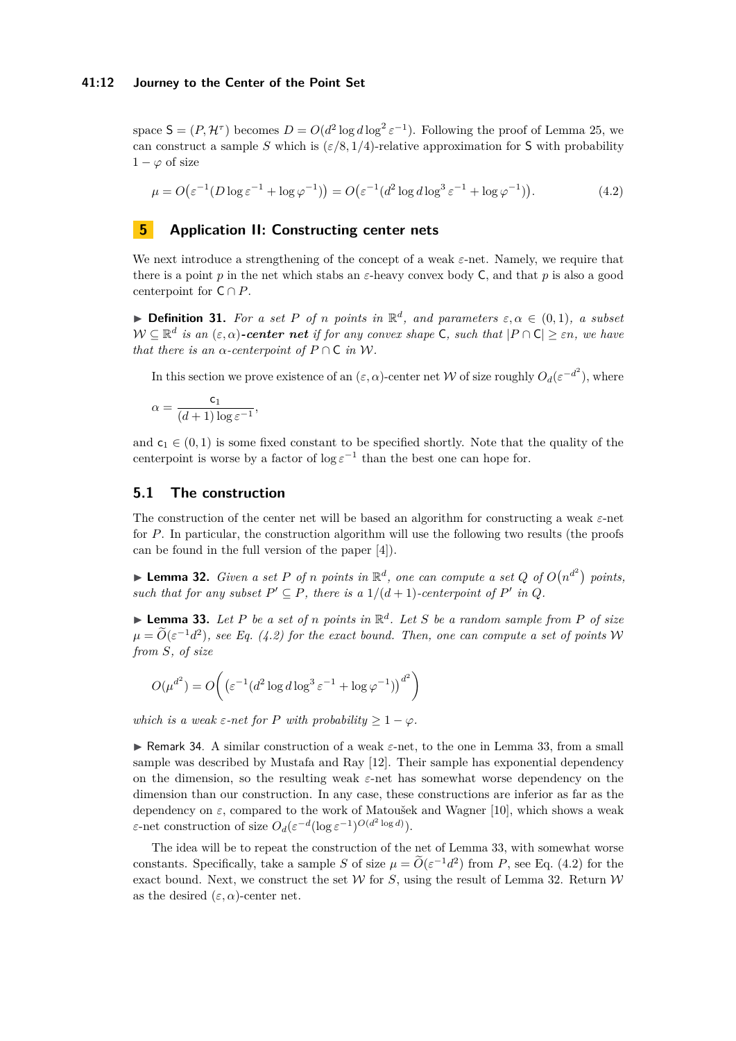space $\mathsf{S} = (P, \mathcal{H}^\tau)$ becomes $D = O(d^2 \log d \log^2 \varepsilon^{-1})$. Following the proof of Lemma 25, we can construct a sample $S$ which is $(\varepsilon/8, 1/4)$-relative approximation for $\mathsf{S}$ with probability $1 - \varphi$ of size

$$\mu = O\big(\varepsilon^{-1}(D \log \varepsilon^{-1} + \log \varphi^{-1})\big) = O\big(\varepsilon^{-1}(d^2 \log d \log^3 \varepsilon^{-1} + \log \varphi^{-1})\big). \tag{4.2}$$

## 5 Application II: Constructing center nets

We next introduce a strengthening of the concept of a weak $\varepsilon$-net. Namely, we require that there is a point $p$ in the net which stabs an $\varepsilon$-heavy convex body $\mathsf{C}$, and that $p$ is also a good centerpoint for $\mathsf{C} \cap P$.

▶ **Definition 31.** *For a set $P$ of $n$ points in $\mathbb{R}^d$, and parameters $\varepsilon, \alpha \in (0,1)$, a subset $\mathcal{W} \subseteq \mathbb{R}^d$ is an $(\varepsilon, \alpha)$-**center net** if for any convex shape $\mathsf{C}$, such that $|P \cap \mathsf{C}| \geq \varepsilon n$, we have that there is an $\alpha$-centerpoint of $P \cap \mathsf{C}$ in $\mathcal{W}$.*

In this section we prove existence of an $(\varepsilon, \alpha)$-center net $\mathcal{W}$ of size roughly $O_d(\varepsilon^{-d^2})$, where

$$\alpha = \frac{\mathsf{c}_1}{(d+1) \log \varepsilon^{-1}},$$

and $\mathsf{c}_1 \in (0,1)$ is some fixed constant to be specified shortly. Note that the quality of the centerpoint is worse by a factor of $\log \varepsilon^{-1}$ than the best one can hope for.

### 5.1 The construction

The construction of the center net will be based an algorithm for constructing a weak $\varepsilon$-net for $P$. In particular, the construction algorithm will use the following two results (the proofs can be found in the full version of the paper [4]).

▶ **Lemma 32.** *Given a set $P$ of $n$ points in $\mathbb{R}^d$, one can compute a set $Q$ of $O\big(n^{d^2}\big)$ points, such that for any subset $P' \subseteq P$, there is a $1/(d+1)$-centerpoint of $P'$ in $Q$.*

▶ **Lemma 33.** *Let $P$ be a set of $n$ points in $\mathbb{R}^d$. Let $S$ be a random sample from $P$ of size $\mu = \widetilde{O}(\varepsilon^{-1} d^2)$, see Eq. (4.2) for the exact bound. Then, one can compute a set of points $\mathcal{W}$ from $S$, of size*

$$O(\mu^{d^2}) = O\bigg(\big(\varepsilon^{-1}(d^2 \log d \log^3 \varepsilon^{-1} + \log \varphi^{-1})\big)^{d^2}\bigg)$$

*which is a weak $\varepsilon$-net for $P$ with probability $\geq 1 - \varphi$.*

▶ Remark 34. A similar construction of a weak $\varepsilon$-net, to the one in Lemma 33, from a small sample was described by Mustafa and Ray [12]. Their sample has exponential dependency on the dimension, so the resulting weak $\varepsilon$-net has somewhat worse dependency on the dimension than our construction. In any case, these constructions are inferior as far as the dependency on $\varepsilon$, compared to the work of Matoušek and Wagner [10], which shows a weak $\varepsilon$-net construction of size $O_d(\varepsilon^{-d}(\log \varepsilon^{-1})^{O(d^2 \log d)})$.

The idea will be to repeat the construction of the net of Lemma 33, with somewhat worse constants. Specifically, take a sample $S$ of size $\mu = \widetilde{O}(\varepsilon^{-1} d^2)$ from $P$, see Eq. (4.2) for the exact bound. Next, we construct the set $\mathcal{W}$ for $S$, using the result of Lemma 32. Return $\mathcal{W}$ as the desired $(\varepsilon, \alpha)$-center net.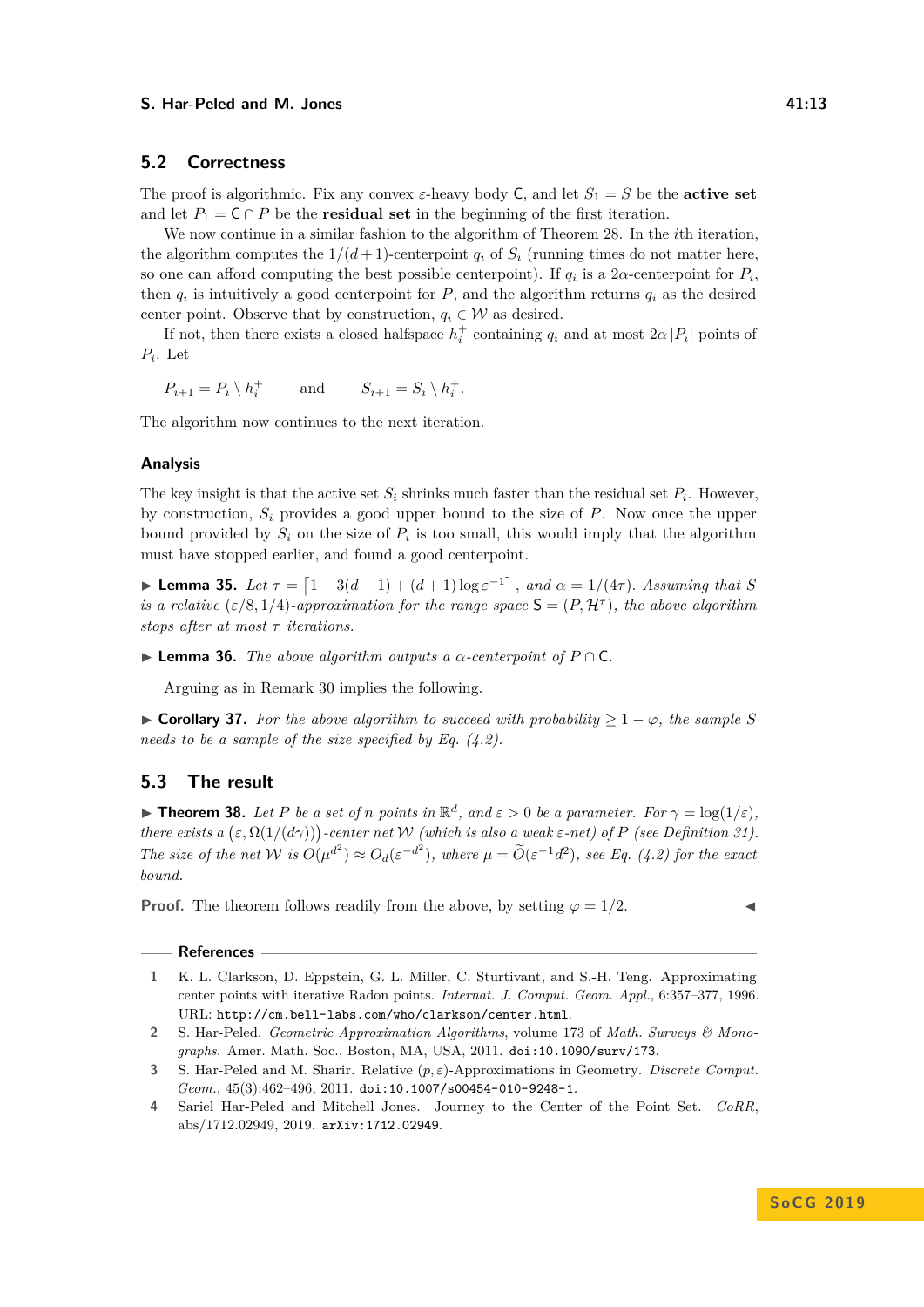## 5.2 Correctness

The proof is algorithmic. Fix any convex $\varepsilon$-heavy body $\mathsf{C}$, and let $S_1 = S$ be the **active set** and let $P_1 = \mathsf{C} \cap P$ be the **residual set** in the beginning of the first iteration.

We now continue in a similar fashion to the algorithm of Theorem 28. In the $i$th iteration, the algorithm computes the $1/(d+1)$-centerpoint $q_i$ of $S_i$ (running times do not matter here, so one can afford computing the best possible centerpoint). If $q_i$ is a $2\alpha$-centerpoint for $P_i$, then $q_i$ is intuitively a good centerpoint for $P$, and the algorithm returns $q_i$ as the desired center point. Observe that by construction, $q_i \in \mathcal{W}$ as desired.

If not, then there exists a closed halfspace $h_i^+$ containing $q_i$ and at most $2\alpha |P_i|$ points of $P_i$. Let

$$P_{i+1} = P_i \setminus h_i^+ \qquad \text{and} \qquad S_{i+1} = S_i \setminus h_i^+.$$

The algorithm now continues to the next iteration.

### Analysis

The key insight is that the active set $S_i$ shrinks much faster than the residual set $P_i$. However, by construction, $S_i$ provides a good upper bound to the size of $P$. Now once the upper bound provided by $S_i$ on the size of $P_i$ is too small, this would imply that the algorithm must have stopped earlier, and found a good centerpoint.

▶ **Lemma 35.** *Let $\tau = \lceil 1 + 3(d+1) + (d+1)\log \varepsilon^{-1} \rceil$, and $\alpha = 1/(4\tau)$. Assuming that $S$ is a relative $(\varepsilon/8, 1/4)$-approximation for the range space $\mathsf{S} = (P, \mathcal{H}^{\tau})$, the above algorithm stops after at most $\tau$ iterations.*

▶ **Lemma 36.** *The above algorithm outputs a $\alpha$-centerpoint of $P \cap \mathsf{C}$.*

Arguing as in Remark 30 implies the following.

▶ **Corollary 37.** *For the above algorithm to succeed with probability $\geq 1 - \varphi$, the sample $S$ needs to be a sample of the size specified by Eq. (4.2).*

## 5.3 The result

▶ **Theorem 38.** *Let $P$ be a set of $n$ points in $\mathbb{R}^d$, and $\varepsilon > 0$ be a parameter. For $\gamma = \log(1/\varepsilon)$, there exists a $\big(\varepsilon, \Omega(1/(d\gamma))\big)$-center net $\mathcal{W}$ (which is also a weak $\varepsilon$-net) of $P$ (see Definition 31). The size of the net $\mathcal{W}$ is $O(\mu^{d^2}) \approx O_d(\varepsilon^{-d^2})$, where $\mu = \widetilde{O}(\varepsilon^{-1}d^2)$, see Eq. (4.2) for the exact bound.*

**Proof.** The theorem follows readily from the above, by setting $\varphi = 1/2$. ◀

## References

1. K. L. Clarkson, D. Eppstein, G. L. Miller, C. Sturtivant, and S.-H. Teng. Approximating center points with iterative Radon points. *Internat. J. Comput. Geom. Appl.*, 6:357–377, 1996. URL: http://cm.bell-labs.com/who/clarkson/center.html.
2. S. Har-Peled. *Geometric Approximation Algorithms*, volume 173 of *Math. Surveys & Monographs*. Amer. Math. Soc., Boston, MA, USA, 2011. doi:10.1090/surv/173.
3. S. Har-Peled and M. Sharir. Relative $(p, \varepsilon)$-Approximations in Geometry. *Discrete Comput. Geom.*, 45(3):462–496, 2011. doi:10.1007/s00454-010-9248-1.
4. Sariel Har-Peled and Mitchell Jones. Journey to the Center of the Point Set. *CoRR*, abs/1712.02949, 2019. arXiv:1712.02949.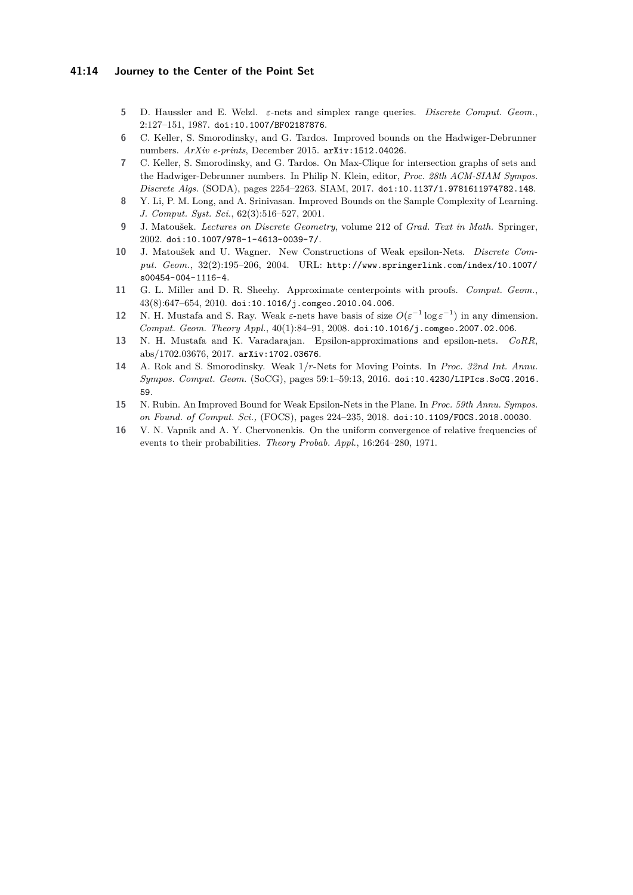5 D. Haussler and E. Welzl. $\varepsilon$-nets and simplex range queries. *Discrete Comput. Geom.*, 2:127–151, 1987. doi:10.1007/BF02187876.

6 C. Keller, S. Smorodinsky, and G. Tardos. Improved bounds on the Hadwiger-Debrunner numbers. *ArXiv e-prints*, December 2015. arXiv:1512.04026.

7 C. Keller, S. Smorodinsky, and G. Tardos. On Max-Clique for intersection graphs of sets and the Hadwiger-Debrunner numbers. In Philip N. Klein, editor, *Proc. 28th ACM-SIAM Sympos. Discrete Algs.* (SODA), pages 2254–2263. SIAM, 2017. doi:10.1137/1.9781611974782.148.

8 Y. Li, P. M. Long, and A. Srinivasan. Improved Bounds on the Sample Complexity of Learning. *J. Comput. Syst. Sci.*, 62(3):516–527, 2001.

9 J. Matoušek. *Lectures on Discrete Geometry*, volume 212 of *Grad. Text in Math.* Springer, 2002. doi:10.1007/978-1-4613-0039-7/.

10 J. Matoušek and U. Wagner. New Constructions of Weak epsilon-Nets. *Discrete Comput. Geom.*, 32(2):195–206, 2004. URL: http://www.springerlink.com/index/10.1007/s00454-004-1116-4.

11 G. L. Miller and D. R. Sheehy. Approximate centerpoints with proofs. *Comput. Geom.*, 43(8):647–654, 2010. doi:10.1016/j.comgeo.2010.04.006.

12 N. H. Mustafa and S. Ray. Weak $\varepsilon$-nets have basis of size $O(\varepsilon^{-1} \log \varepsilon^{-1})$ in any dimension. *Comput. Geom. Theory Appl.*, 40(1):84–91, 2008. doi:10.1016/j.comgeo.2007.02.006.

13 N. H. Mustafa and K. Varadarajan. Epsilon-approximations and epsilon-nets. *CoRR*, abs/1702.03676, 2017. arXiv:1702.03676.

14 A. Rok and S. Smorodinsky. Weak $1/r$-Nets for Moving Points. In *Proc. 32nd Int. Annu. Sympos. Comput. Geom.* (SoCG), pages 59:1–59:13, 2016. doi:10.4230/LIPIcs.SoCG.2016.59.

15 N. Rubin. An Improved Bound for Weak Epsilon-Nets in the Plane. In *Proc. 59th Annu. Sympos. on Found. of Comput. Sci.,* (FOCS), pages 224–235, 2018. doi:10.1109/FOCS.2018.00030.

16 V. N. Vapnik and A. Y. Chervonenkis. On the uniform convergence of relative frequencies of events to their probabilities. *Theory Probab. Appl.*, 16:264–280, 1971.